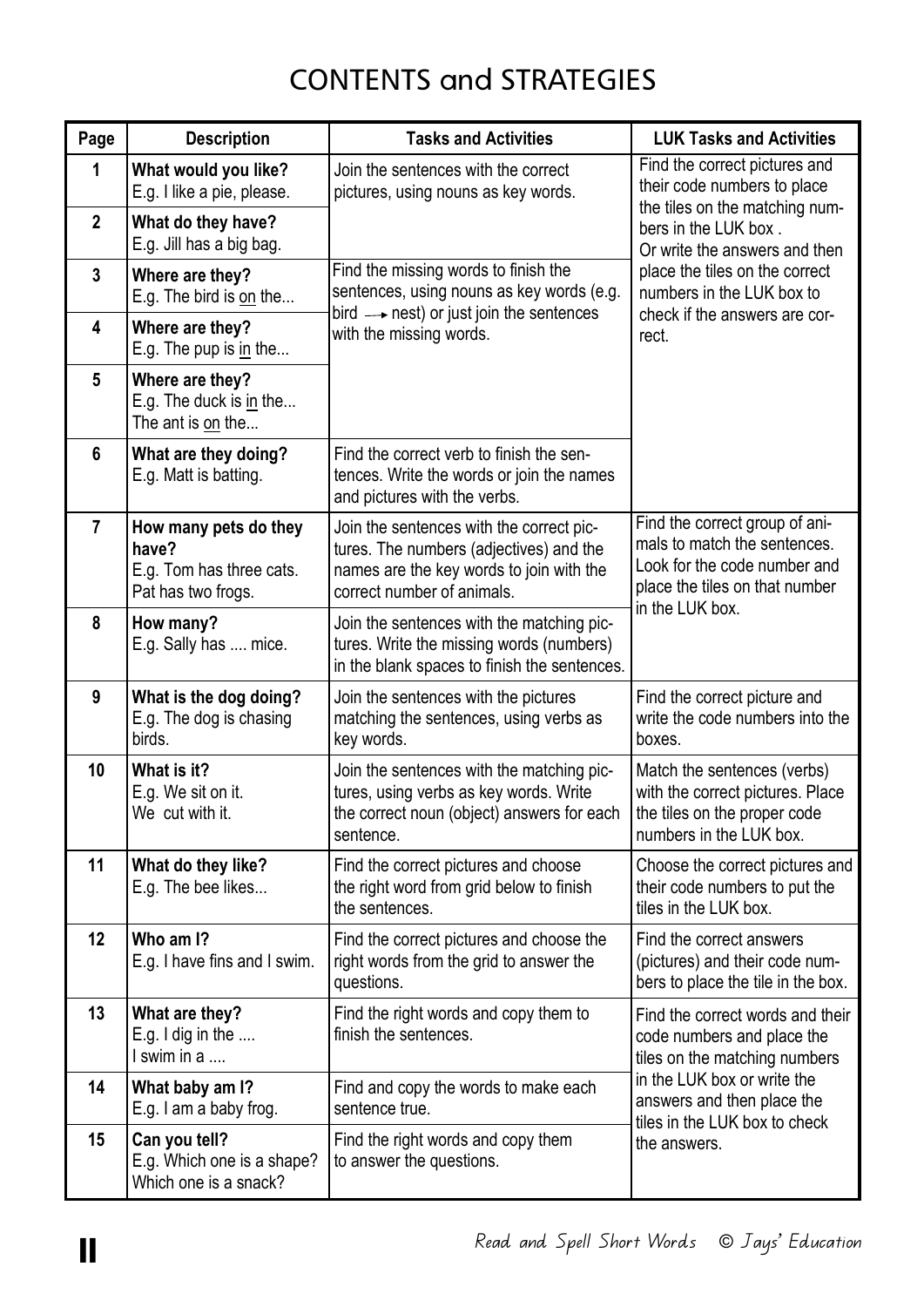# CONTENTS and STRATEGIES

| Page | Description | Tasks and Activities | LUK Tasks and Activities |
|---|---|---|---|
| 1 | **What would you like?** E.g. I like a pie, please. | Join the sentences with the correct pictures, using nouns as key words. | Find the correct pictures and their code numbers to place the tiles on the matching numbers in the LUK box. Or write the answers and then place the tiles on the correct numbers in the LUK box to check if the answers are correct. |
| 2 | **What do they have?** E.g. Jill has a big bag. | | |
| 3 | **Where are they?** E.g. The bird is <u>on</u> the... | Find the missing words to finish the sentences, using nouns as key words (e.g. bird ⟶ nest) or just join the sentences with the missing words. | |
| 4 | **Where are they?** E.g. The pup is <u>in</u> the... | | |
| 5 | **Where are they?** E.g. The duck is <u>in</u> the... The ant is <u>on</u> the... | | |
| 6 | **What are they doing?** E.g. Matt is batting. | Find the correct verb to finish the sentences. Write the words or join the names and pictures with the verbs. | |
| 7 | **How many pets do they have?** E.g. Tom has three cats. Pat has two frogs. | Join the sentences with the correct pictures. The numbers (adjectives) and the names are the key words to join with the correct number of animals. | Find the correct group of animals to match the sentences. Look for the code number and place the tiles on that number in the LUK box. |
| 8 | **How many?** E.g. Sally has .... mice. | Join the sentences with the matching pictures. Write the missing words (numbers) in the blank spaces to finish the sentences. | |
| 9 | **What is the dog doing?** E.g. The dog is chasing birds. | Join the sentences with the pictures matching the sentences, using verbs as key words. | Find the correct picture and write the code numbers into the boxes. |
| 10 | **What is it?** E.g. We sit on it. We cut with it. | Join the sentences with the matching pictures, using verbs as key words. Write the correct noun (object) answers for each sentence. | Match the sentences (verbs) with the correct pictures. Place the tiles on the proper code numbers in the LUK box. |
| 11 | **What do they like?** E.g. The bee likes... | Find the correct pictures and choose the right word from grid below to finish the sentences. | Choose the correct pictures and their code numbers to put the tiles in the LUK box. |
| 12 | **Who am I?** E.g. I have fins and I swim. | Find the correct pictures and choose the right words from the grid to answer the questions. | Find the correct answers (pictures) and their code numbers to place the tile in the box. |
| 13 | **What are they?** E.g. I dig in the .... I swim in a .... | Find the right words and copy them to finish the sentences. | Find the correct words and their code numbers and place the tiles on the matching numbers in the LUK box or write the answers and then place the tiles in the LUK box to check the answers. |
| 14 | **What baby am I?** E.g. I am a baby frog. | Find and copy the words to make each sentence true. | |
| 15 | **Can you tell?** E.g. Which one is a shape? Which one is a snack? | Find the right words and copy them to answer the questions. | |

Read and Spell Short Words © Jays' Education